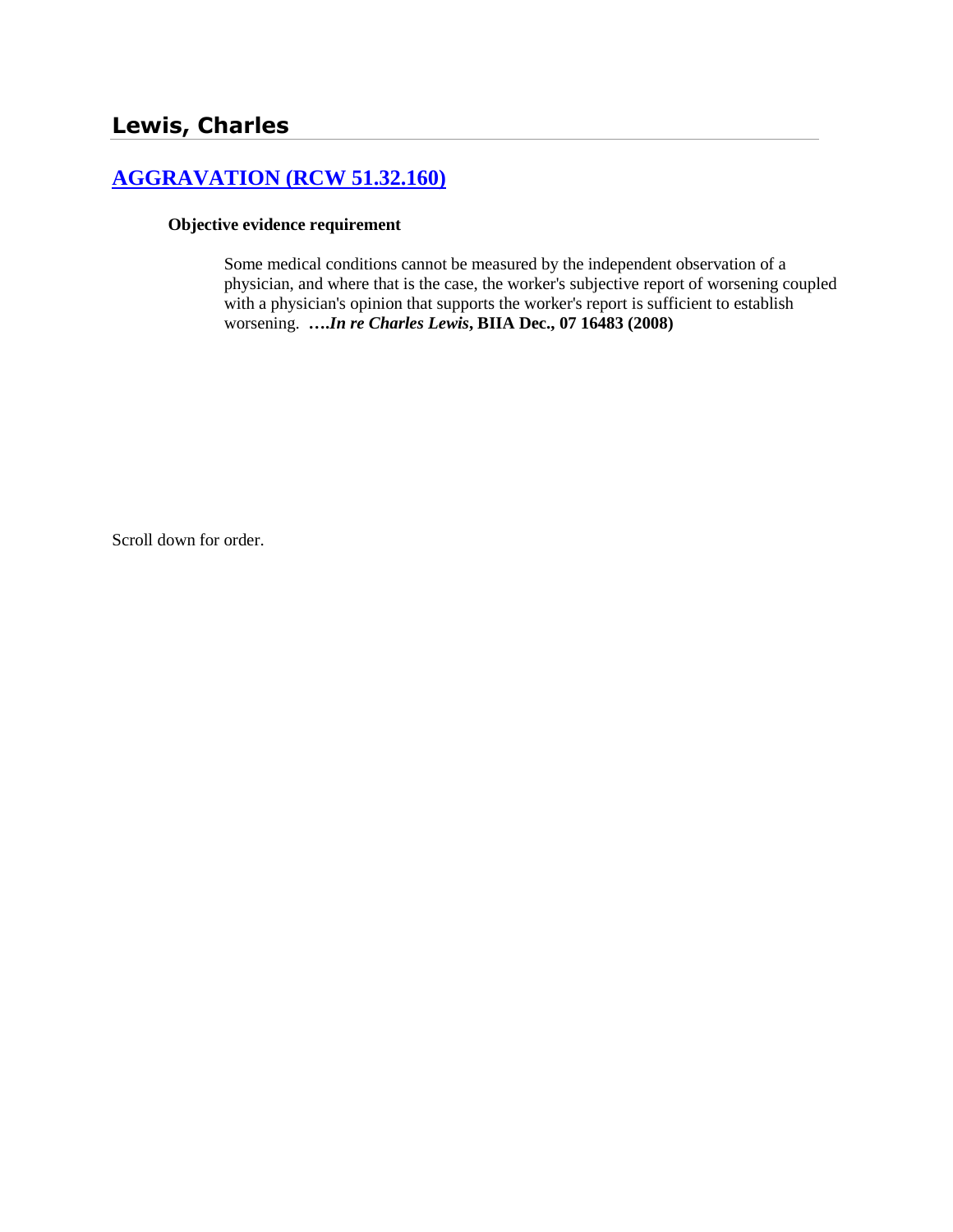# Lewis, Charles

## [AGGRAVATION (RCW 51.32.160)]

**Objective evidence requirement**

Some medical conditions cannot be measured by the independent observation of a physician, and where that is the case, the worker's subjective report of worsening coupled with a physician's opinion that supports the worker's report is sufficient to establish worsening. **….*In re Charles Lewis*, BIIA Dec., 07 16483 (2008)**

Scroll down for order.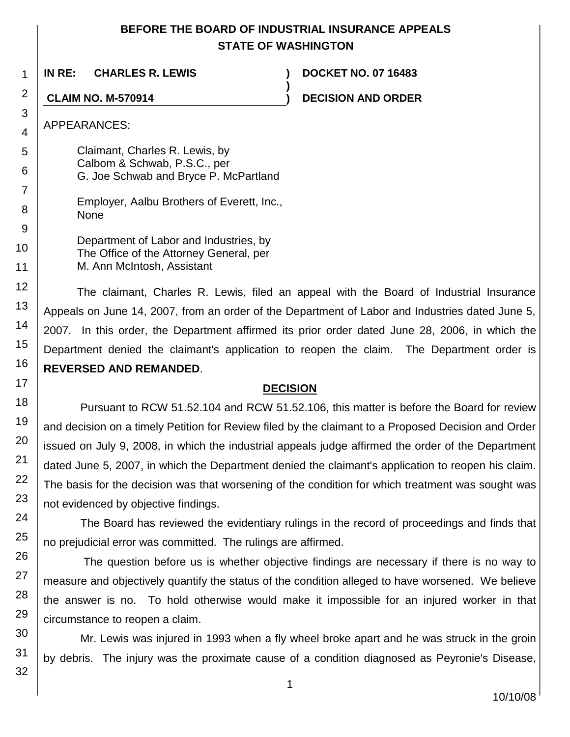**BEFORE THE BOARD OF INDUSTRIAL INSURANCE APPEALS**
**STATE OF WASHINGTON**

| | | |
|---|---|---|
| **IN RE: CHARLES R. LEWIS** | **)** | **DOCKET NO. 07 16483** |
| | **)** | |
| **CLAIM NO. M-570914** | **)** | **DECISION AND ORDER** |

APPEARANCES:

Claimant, Charles R. Lewis, by
Calbom & Schwab, P.S.C., per
G. Joe Schwab and Bryce P. McPartland

Employer, Aalbu Brothers of Everett, Inc.,
None

Department of Labor and Industries, by
The Office of the Attorney General, per
M. Ann McIntosh, Assistant

The claimant, Charles R. Lewis, filed an appeal with the Board of Industrial Insurance Appeals on June 14, 2007, from an order of the Department of Labor and Industries dated June 5, 2007. In this order, the Department affirmed its prior order dated June 28, 2006, in which the Department denied the claimant's application to reopen the claim. The Department order is **REVERSED AND REMANDED**.

## DECISION

Pursuant to RCW 51.52.104 and RCW 51.52.106, this matter is before the Board for review and decision on a timely Petition for Review filed by the claimant to a Proposed Decision and Order issued on July 9, 2008, in which the industrial appeals judge affirmed the order of the Department dated June 5, 2007, in which the Department denied the claimant's application to reopen his claim. The basis for the decision was that worsening of the condition for which treatment was sought was not evidenced by objective findings.

The Board has reviewed the evidentiary rulings in the record of proceedings and finds that no prejudicial error was committed. The rulings are affirmed.

The question before us is whether objective findings are necessary if there is no way to measure and objectively quantify the status of the condition alleged to have worsened. We believe the answer is no. To hold otherwise would make it impossible for an injured worker in that circumstance to reopen a claim.

Mr. Lewis was injured in 1993 when a fly wheel broke apart and he was struck in the groin by debris. The injury was the proximate cause of a condition diagnosed as Peyronie's Disease,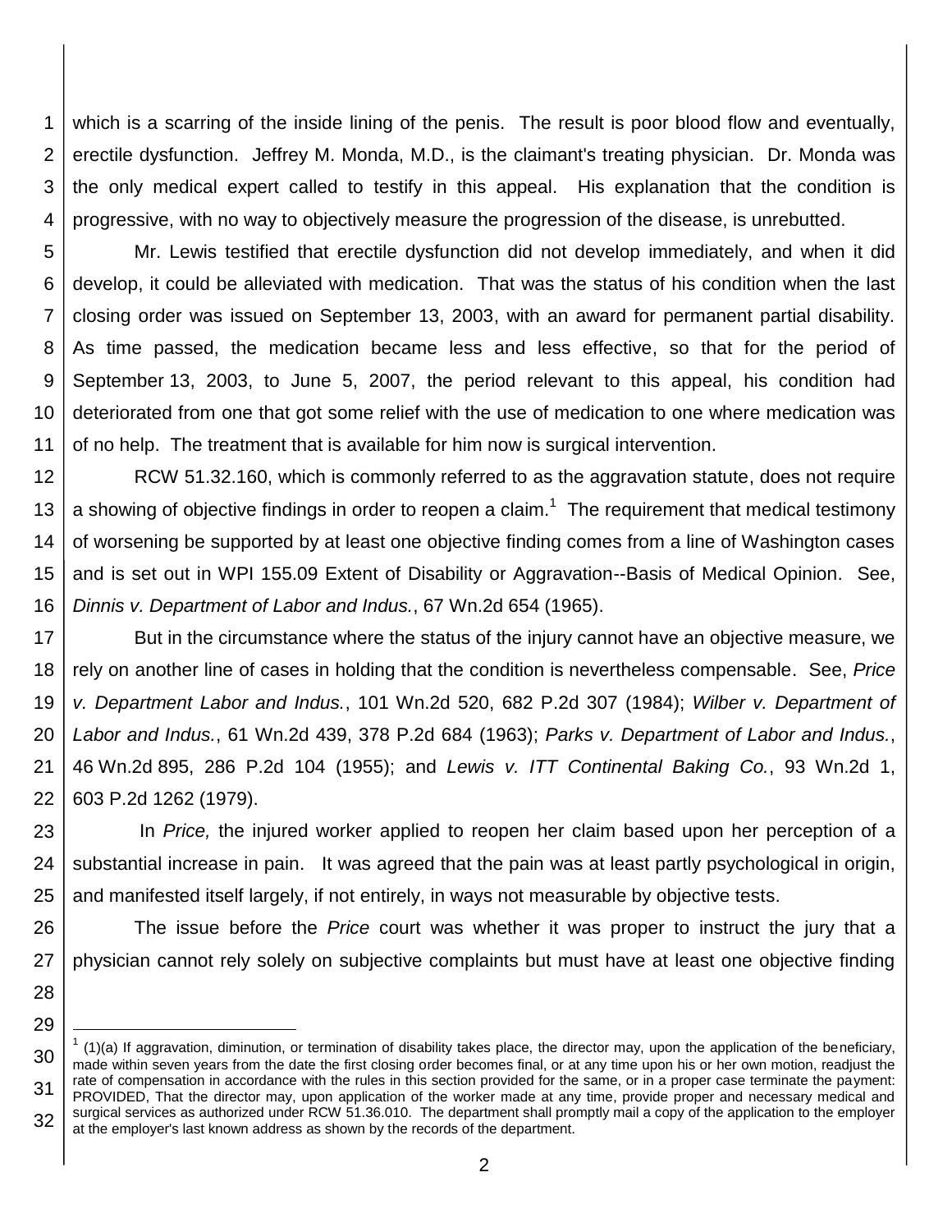which is a scarring of the inside lining of the penis. The result is poor blood flow and eventually, erectile dysfunction. Jeffrey M. Monda, M.D., is the claimant's treating physician. Dr. Monda was the only medical expert called to testify in this appeal. His explanation that the condition is progressive, with no way to objectively measure the progression of the disease, is unrebutted.

Mr. Lewis testified that erectile dysfunction did not develop immediately, and when it did develop, it could be alleviated with medication. That was the status of his condition when the last closing order was issued on September 13, 2003, with an award for permanent partial disability. As time passed, the medication became less and less effective, so that for the period of September 13, 2003, to June 5, 2007, the period relevant to this appeal, his condition had deteriorated from one that got some relief with the use of medication to one where medication was of no help. The treatment that is available for him now is surgical intervention.

RCW 51.32.160, which is commonly referred to as the aggravation statute, does not require a showing of objective findings in order to reopen a claim.[1] The requirement that medical testimony of worsening be supported by at least one objective finding comes from a line of Washington cases and is set out in WPI 155.09 Extent of Disability or Aggravation--Basis of Medical Opinion. See, *Dinnis v. Department of Labor and Indus.*, 67 Wn.2d 654 (1965).

But in the circumstance where the status of the injury cannot have an objective measure, we rely on another line of cases in holding that the condition is nevertheless compensable. See, *Price v. Department Labor and Indus.*, 101 Wn.2d 520, 682 P.2d 307 (1984); *Wilber v. Department of Labor and Indus.*, 61 Wn.2d 439, 378 P.2d 684 (1963); *Parks v. Department of Labor and Indus.*, 46 Wn.2d 895, 286 P.2d 104 (1955); and *Lewis v. ITT Continental Baking Co.*, 93 Wn.2d 1, 603 P.2d 1262 (1979).

In *Price,* the injured worker applied to reopen her claim based upon her perception of a substantial increase in pain. It was agreed that the pain was at least partly psychological in origin, and manifested itself largely, if not entirely, in ways not measurable by objective tests.

The issue before the *Price* court was whether it was proper to instruct the jury that a physician cannot rely solely on subjective complaints but must have at least one objective finding

---

[1] (1)(a) If aggravation, diminution, or termination of disability takes place, the director may, upon the application of the beneficiary, made within seven years from the date the first closing order becomes final, or at any time upon his or her own motion, readjust the rate of compensation in accordance with the rules in this section provided for the same, or in a proper case terminate the payment: PROVIDED, That the director may, upon application of the worker made at any time, provide proper and necessary medical and surgical services as authorized under RCW 51.36.010. The department shall promptly mail a copy of the application to the employer at the employer's last known address as shown by the records of the department.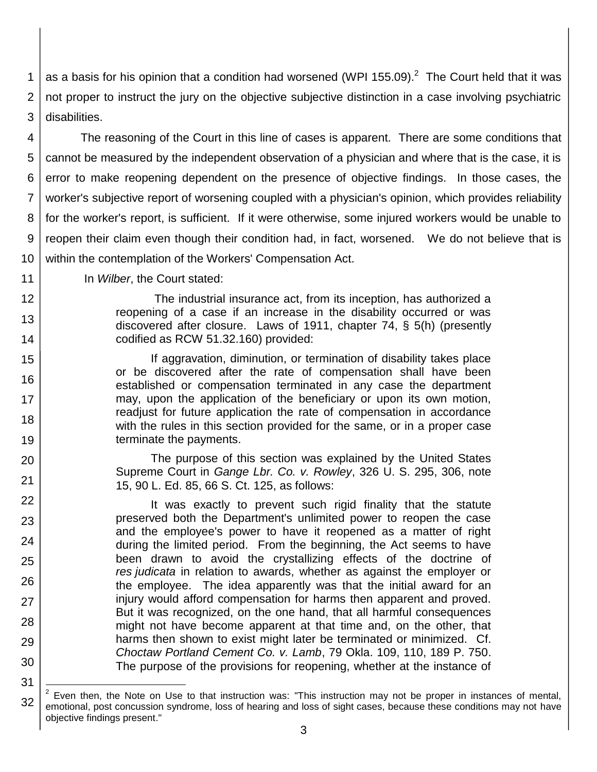as a basis for his opinion that a condition had worsened (WPI 155.09).[2] The Court held that it was not proper to instruct the jury on the objective subjective distinction in a case involving psychiatric disabilities.

The reasoning of the Court in this line of cases is apparent. There are some conditions that cannot be measured by the independent observation of a physician and where that is the case, it is error to make reopening dependent on the presence of objective findings. In those cases, the worker's subjective report of worsening coupled with a physician's opinion, which provides reliability for the worker's report, is sufficient. If it were otherwise, some injured workers would be unable to reopen their claim even though their condition had, in fact, worsened. We do not believe that is within the contemplation of the Workers' Compensation Act.

In *Wilber*, the Court stated:

> The industrial insurance act, from its inception, has authorized a reopening of a case if an increase in the disability occurred or was discovered after closure. Laws of 1911, chapter 74, § 5(h) (presently codified as RCW 51.32.160) provided:
>
> If aggravation, diminution, or termination of disability takes place or be discovered after the rate of compensation shall have been established or compensation terminated in any case the department may, upon the application of the beneficiary or upon its own motion, readjust for future application the rate of compensation in accordance with the rules in this section provided for the same, or in a proper case terminate the payments.
>
> The purpose of this section was explained by the United States Supreme Court in *Gange Lbr. Co. v. Rowley*, 326 U. S. 295, 306, note 15, 90 L. Ed. 85, 66 S. Ct. 125, as follows:
>
> It was exactly to prevent such rigid finality that the statute preserved both the Department's unlimited power to reopen the case and the employee's power to have it reopened as a matter of right during the limited period. From the beginning, the Act seems to have been drawn to avoid the crystallizing effects of the doctrine of *res judicata* in relation to awards, whether as against the employer or the employee. The idea apparently was that the initial award for an injury would afford compensation for harms then apparent and proved. But it was recognized, on the one hand, that all harmful consequences might not have become apparent at that time and, on the other, that harms then shown to exist might later be terminated or minimized. Cf. *Choctaw Portland Cement Co. v. Lamb*, 79 Okla. 109, 110, 189 P. 750. The purpose of the provisions for reopening, whether at the instance of

[2] Even then, the Note on Use to that instruction was: "This instruction may not be proper in instances of mental, emotional, post concussion syndrome, loss of hearing and loss of sight cases, because these conditions may not have objective findings present."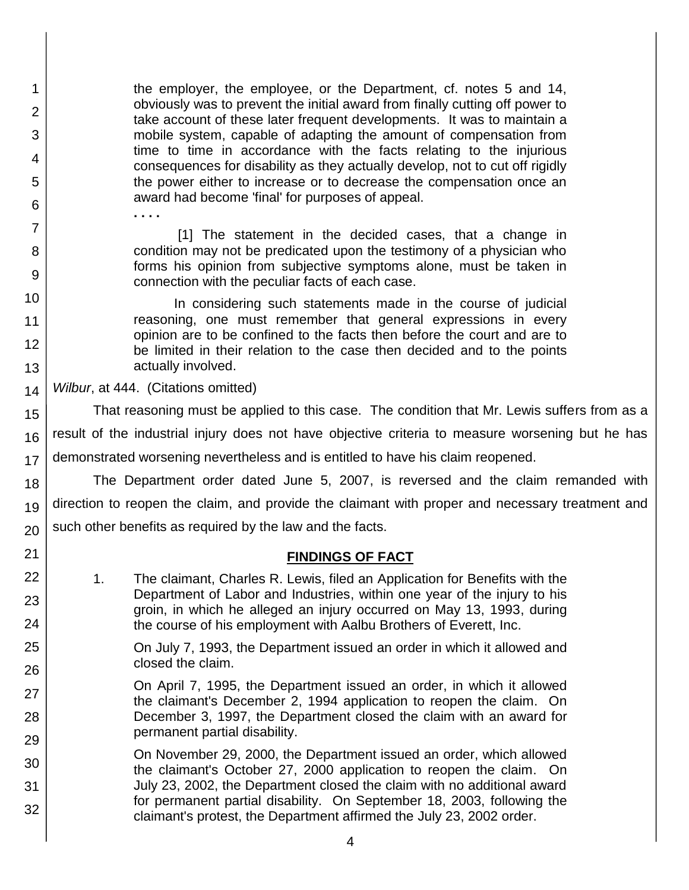the employer, the employee, or the Department, cf. notes 5 and 14, obviously was to prevent the initial award from finally cutting off power to take account of these later frequent developments. It was to maintain a mobile system, capable of adapting the amount of compensation from time to time in accordance with the facts relating to the injurious consequences for disability as they actually develop, not to cut off rigidly the power either to increase or to decrease the compensation once an award had become 'final' for purposes of appeal.

. . . .

[1] The statement in the decided cases, that a change in condition may not be predicated upon the testimony of a physician who forms his opinion from subjective symptoms alone, must be taken in connection with the peculiar facts of each case.

In considering such statements made in the course of judicial reasoning, one must remember that general expressions in every opinion are to be confined to the facts then before the court and are to be limited in their relation to the case then decided and to the points actually involved.

*Wilbur*, at 444. (Citations omitted)

That reasoning must be applied to this case. The condition that Mr. Lewis suffers from as a result of the industrial injury does not have objective criteria to measure worsening but he has demonstrated worsening nevertheless and is entitled to have his claim reopened.

The Department order dated June 5, 2007, is reversed and the claim remanded with direction to reopen the claim, and provide the claimant with proper and necessary treatment and such other benefits as required by the law and the facts.

## FINDINGS OF FACT

1. The claimant, Charles R. Lewis, filed an Application for Benefits with the Department of Labor and Industries, within one year of the injury to his groin, in which he alleged an injury occurred on May 13, 1993, during the course of his employment with Aalbu Brothers of Everett, Inc.

   On July 7, 1993, the Department issued an order in which it allowed and closed the claim.

   On April 7, 1995, the Department issued an order, in which it allowed the claimant's December 2, 1994 application to reopen the claim. On December 3, 1997, the Department closed the claim with an award for permanent partial disability.

   On November 29, 2000, the Department issued an order, which allowed the claimant's October 27, 2000 application to reopen the claim. On July 23, 2002, the Department closed the claim with no additional award for permanent partial disability. On September 18, 2003, following the claimant's protest, the Department affirmed the July 23, 2002 order.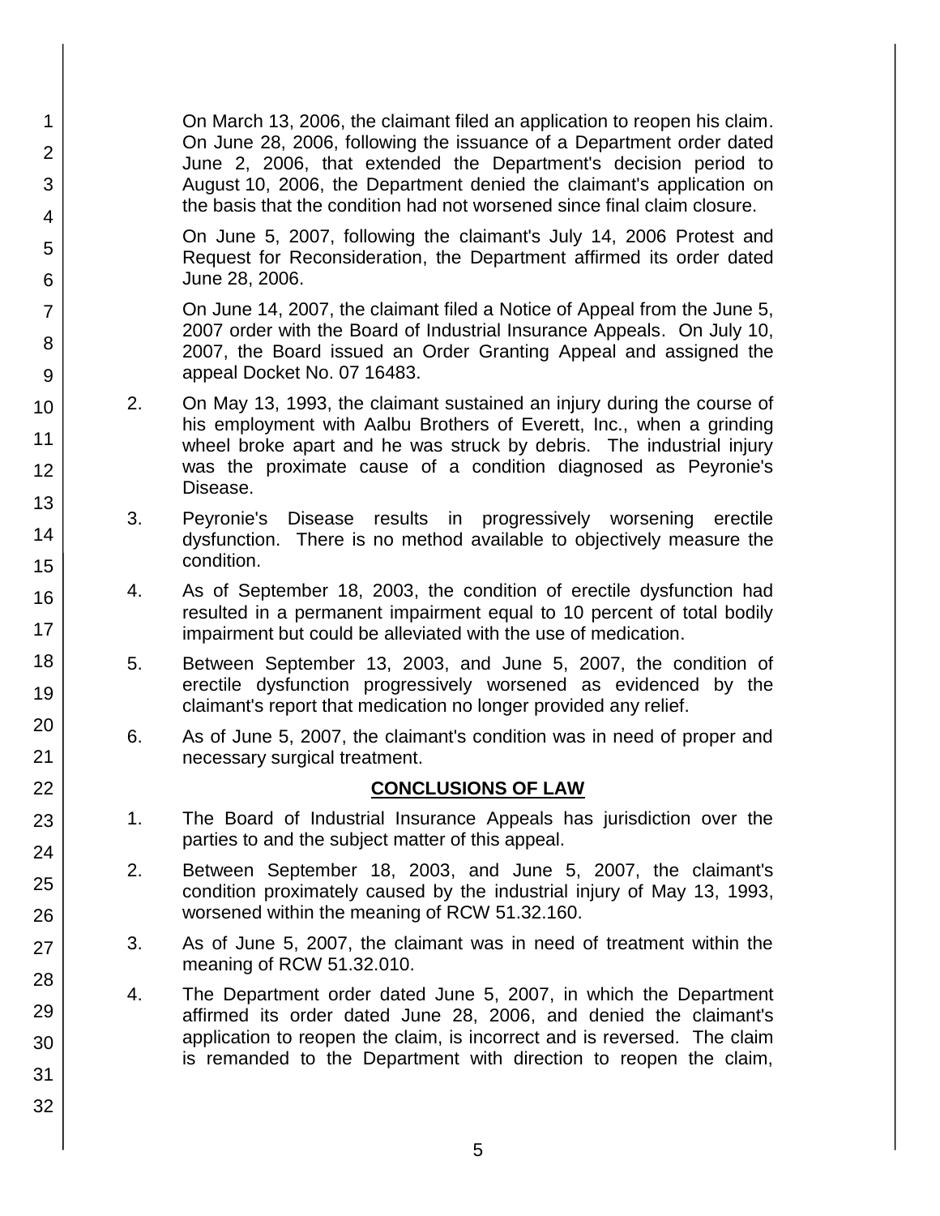On March 13, 2006, the claimant filed an application to reopen his claim. On June 28, 2006, following the issuance of a Department order dated June 2, 2006, that extended the Department's decision period to August 10, 2006, the Department denied the claimant's application on the basis that the condition had not worsened since final claim closure.

On June 5, 2007, following the claimant's July 14, 2006 Protest and Request for Reconsideration, the Department affirmed its order dated June 28, 2006.

On June 14, 2007, the claimant filed a Notice of Appeal from the June 5, 2007 order with the Board of Industrial Insurance Appeals. On July 10, 2007, the Board issued an Order Granting Appeal and assigned the appeal Docket No. 07 16483.

2. On May 13, 1993, the claimant sustained an injury during the course of his employment with Aalbu Brothers of Everett, Inc., when a grinding wheel broke apart and he was struck by debris. The industrial injury was the proximate cause of a condition diagnosed as Peyronie's Disease.

3. Peyronie's Disease results in progressively worsening erectile dysfunction. There is no method available to objectively measure the condition.

4. As of September 18, 2003, the condition of erectile dysfunction had resulted in a permanent impairment equal to 10 percent of total bodily impairment but could be alleviated with the use of medication.

5. Between September 13, 2003, and June 5, 2007, the condition of erectile dysfunction progressively worsened as evidenced by the claimant's report that medication no longer provided any relief.

6. As of June 5, 2007, the claimant's condition was in need of proper and necessary surgical treatment.

## CONCLUSIONS OF LAW

1. The Board of Industrial Insurance Appeals has jurisdiction over the parties to and the subject matter of this appeal.

2. Between September 18, 2003, and June 5, 2007, the claimant's condition proximately caused by the industrial injury of May 13, 1993, worsened within the meaning of RCW 51.32.160.

3. As of June 5, 2007, the claimant was in need of treatment within the meaning of RCW 51.32.010.

4. The Department order dated June 5, 2007, in which the Department affirmed its order dated June 28, 2006, and denied the claimant's application to reopen the claim, is incorrect and is reversed. The claim is remanded to the Department with direction to reopen the claim,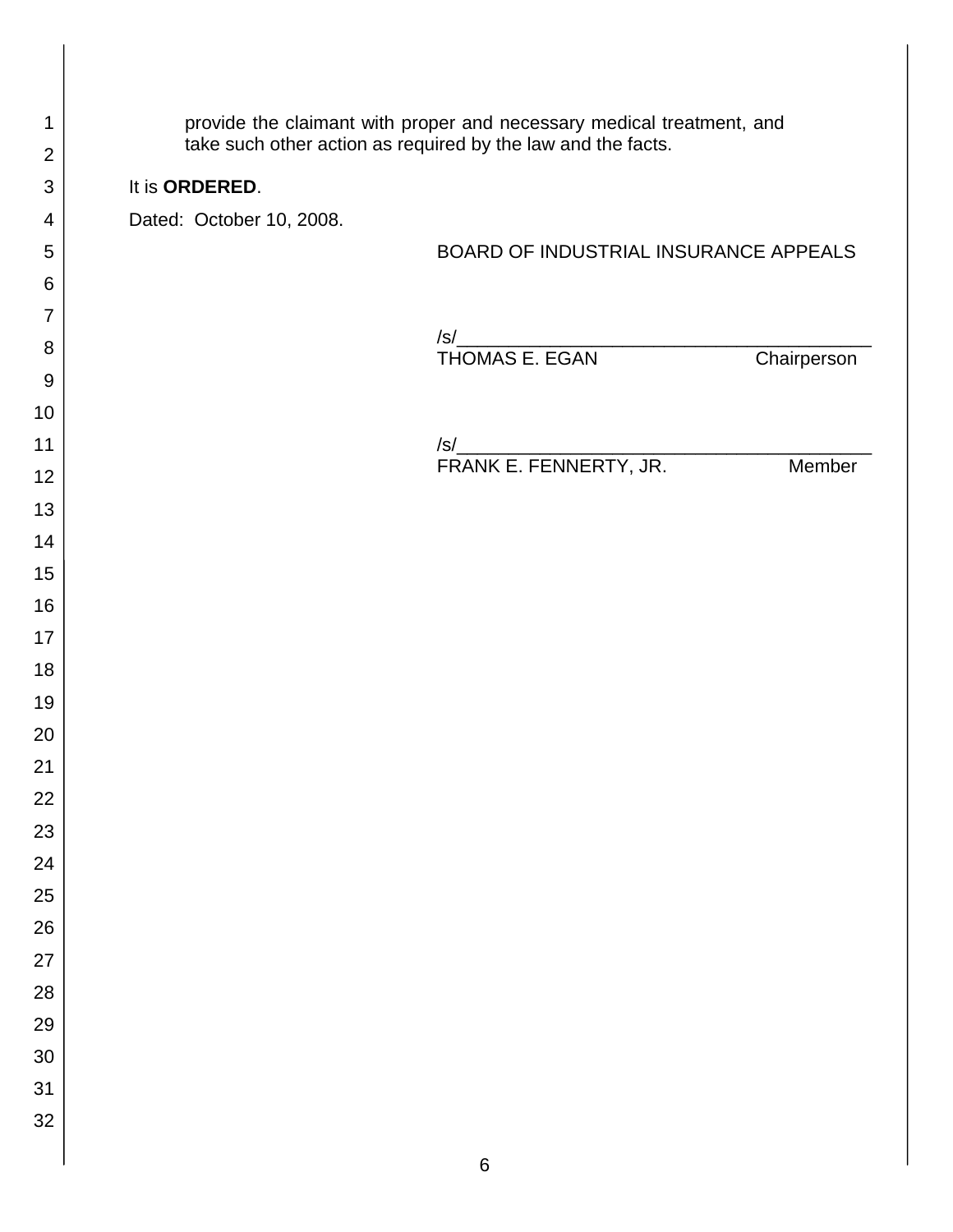provide the claimant with proper and necessary medical treatment, and take such other action as required by the law and the facts.

It is **ORDERED**.

Dated: October 10, 2008.

BOARD OF INDUSTRIAL INSURANCE APPEALS

/s/__________________________________________
THOMAS E. EGAN Chairperson

/s/__________________________________________
FRANK E. FENNERTY, JR. Member